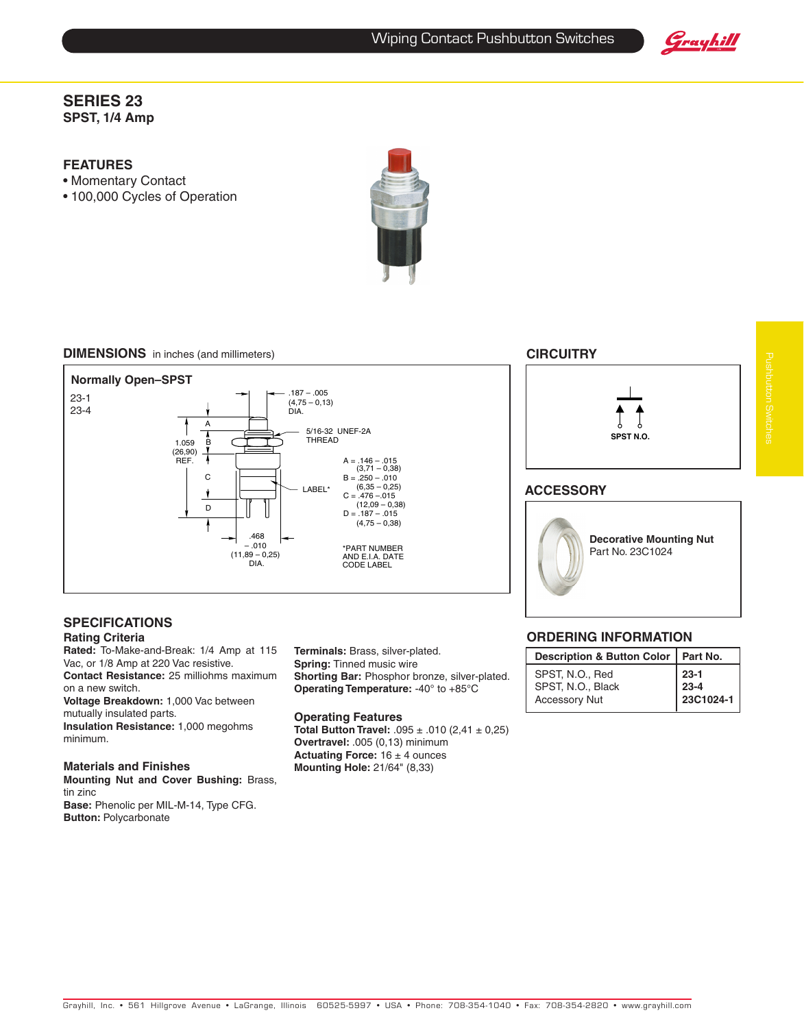# SERIES 23

**SPST, 1/4 Amp**

## FEATURES

- Momentary Contact
- 100,000 Cycles of Operation

## DIMENSIONS in inches (and millimeters)

**Normally Open–SPST**

23-1
23-4

.187 – .005 (4,75 – 0,13) DIA.

5/16-32 UNEF-2A THREAD

1.059 (26,90) REF.

A = .146 – .015 (3,71 – 0,38)
B = .250 – .010 (6,35 – 0,25)
C = .476 – .015 (12,09 – 0,38)
D = .187 – .015 (4,75 – 0,38)

LABEL*

.468 – .010 (11,89 – 0,25) DIA.

*PART NUMBER AND E.I.A. DATE CODE LABEL

## CIRCUITRY

SPST N.O.

## ACCESSORY

**Decorative Mounting Nut**
Part No. 23C1024

## SPECIFICATIONS

### Rating Criteria

**Rated:** To-Make-and-Break: 1/4 Amp at 115 Vac, or 1/8 Amp at 220 Vac resistive.
**Contact Resistance:** 25 milliohms maximum on a new switch.
**Voltage Breakdown:** 1,000 Vac between mutually insulated parts.
**Insulation Resistance:** 1,000 megohms minimum.

### Materials and Finishes

**Mounting Nut and Cover Bushing:** Brass, tin zinc
**Base:** Phenolic per MIL-M-14, Type CFG.
**Button:** Polycarbonate
**Terminals:** Brass, silver-plated.
**Spring:** Tinned music wire
**Shorting Bar:** Phosphor bronze, silver-plated.
**Operating Temperature:** -40° to +85°C

### Operating Features

**Total Button Travel:** .095 ± .010 (2,41 ± 0,25)
**Overtravel:** .005 (0,13) minimum
**Actuating Force:** 16 ± 4 ounces
**Mounting Hole:** 21/64" (8,33)

## ORDERING INFORMATION

| Description & Button Color | Part No. |
|---|---|
| SPST, N.O., Red | **23-1** |
| SPST, N.O., Black | **23-4** |
| Accessory Nut | **23C1024-1** |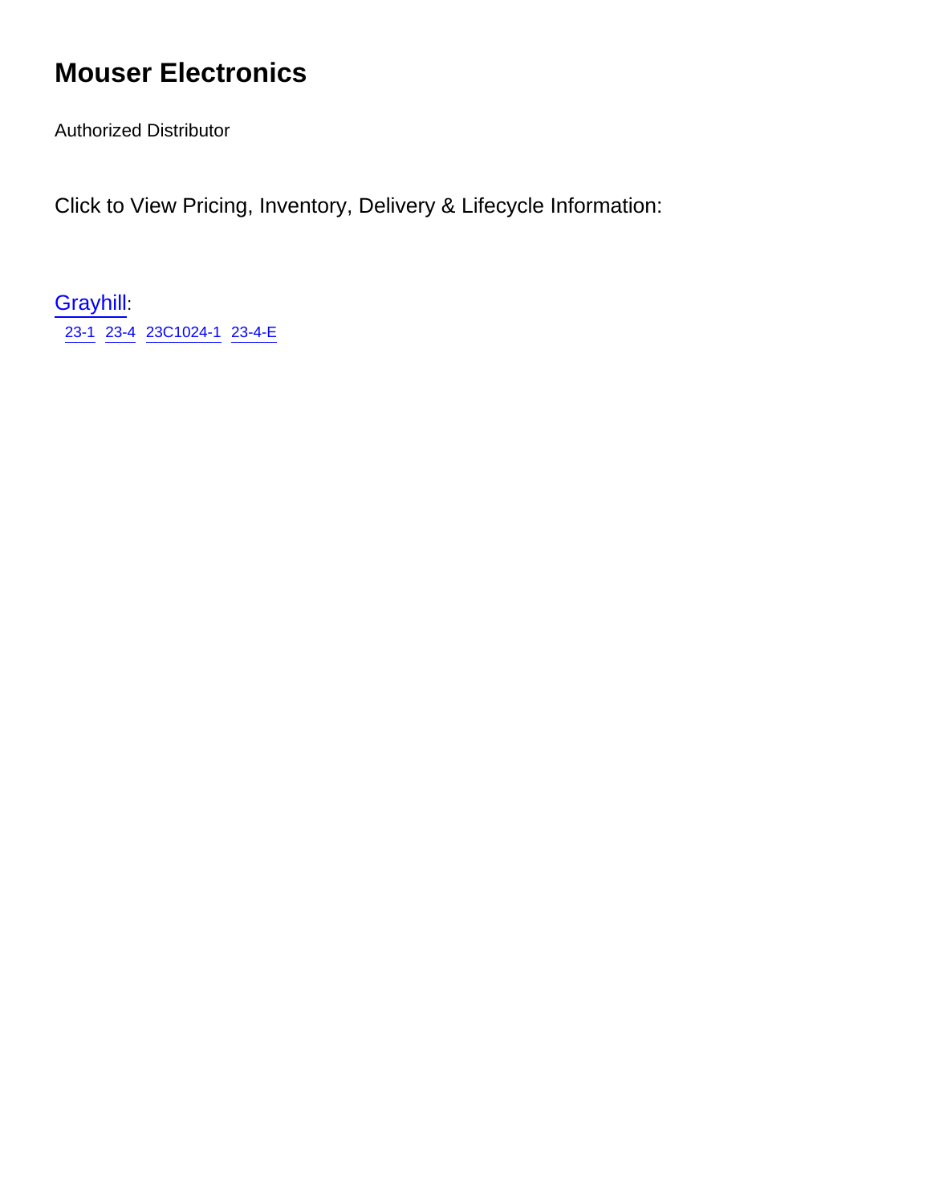# Mouser Electronics

Authorized Distributor

Click to View Pricing, Inventory, Delivery & Lifecycle Information:

Grayhill:

23-1 23-4 23C1024-1 23-4-E